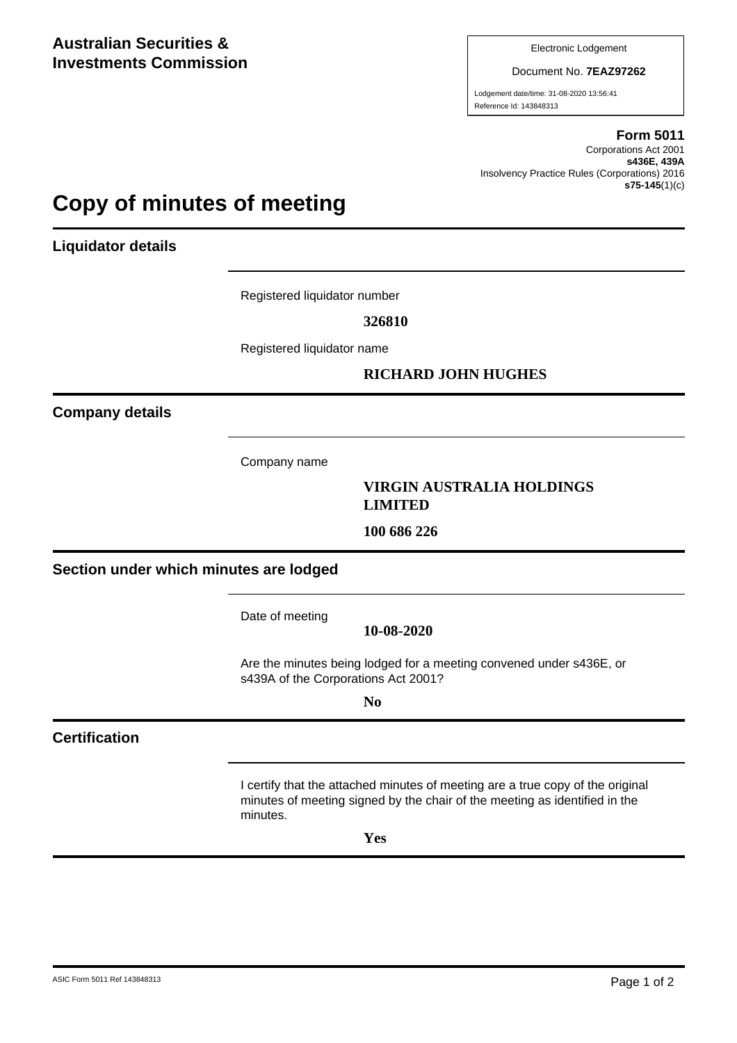**Australian Securities & Investments Commission**

Electronic Lodgement

Document No. **7EAZ97262**

Lodgement date/time: 31-08-2020 13:56:41
Reference Id: 143848313

**Form 5011**
Corporations Act 2001
**s436E, 439A**
Insolvency Practice Rules (Corporations) 2016
**s75-145**(1)(c)

# Copy of minutes of meeting

## Liquidator details

Registered liquidator number

**326810**

Registered liquidator name

**RICHARD JOHN HUGHES**

## Company details

Company name

**VIRGIN AUSTRALIA HOLDINGS LIMITED**

**100 686 226**

## Section under which minutes are lodged

Date of meeting

**10-08-2020**

Are the minutes being lodged for a meeting convened under s436E, or s439A of the Corporations Act 2001?

**No**

## Certification

I certify that the attached minutes of meeting are a true copy of the original minutes of meeting signed by the chair of the meeting as identified in the minutes.

**Yes**

ASIC Form 5011 Ref 143848313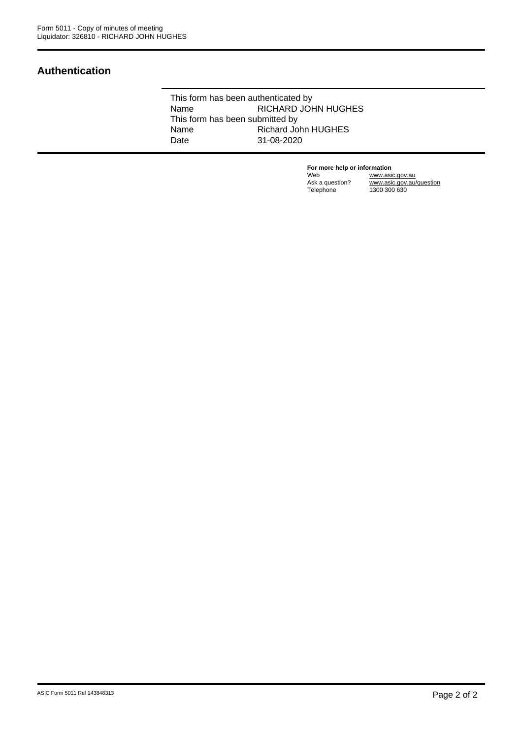## Authentication

This form has been authenticated by

| | |
|---|---|
| Name | RICHARD JOHN HUGHES |

This form has been submitted by

| | |
|---|---|
| Name | Richard John HUGHES |
| Date | 31-08-2020 |

**For more help or information**

| | |
|---|---|
| Web | www.asic.gov.au |
| Ask a question? | www.asic.gov.au/question |
| Telephone | 1300 300 630 |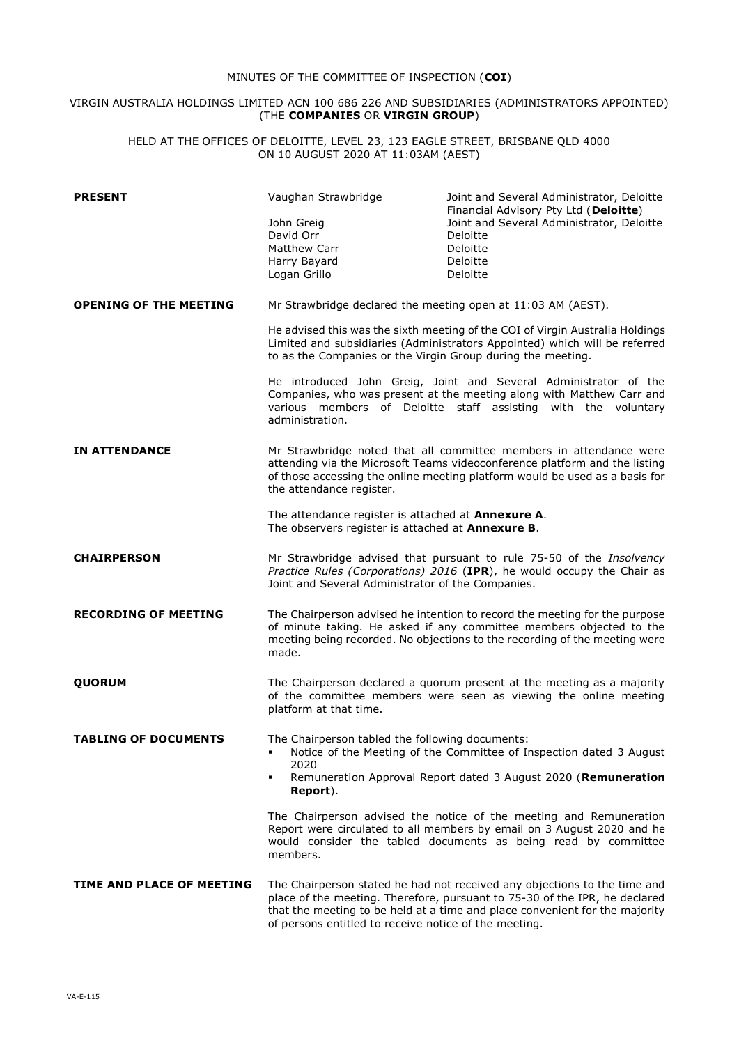MINUTES OF THE COMMITTEE OF INSPECTION (**COI**)

VIRGIN AUSTRALIA HOLDINGS LIMITED ACN 100 686 226 AND SUBSIDIARIES (ADMINISTRATORS APPOINTED) (THE **COMPANIES** OR **VIRGIN GROUP**)

HELD AT THE OFFICES OF DELOITTE, LEVEL 23, 123 EAGLE STREET, BRISBANE QLD 4000 ON 10 AUGUST 2020 AT 11:03AM (AEST)

---

| | | |
|---|---|---|
| **PRESENT** | Vaughan Strawbridge | Joint and Several Administrator, Deloitte Financial Advisory Pty Ltd (**Deloitte**) |
| | John Greig | Joint and Several Administrator, Deloitte |
| | David Orr | Deloitte |
| | Matthew Carr | Deloitte |
| | Harry Bayard | Deloitte |
| | Logan Grillo | Deloitte |

**OPENING OF THE MEETING**

Mr Strawbridge declared the meeting open at 11:03 AM (AEST).

He advised this was the sixth meeting of the COI of Virgin Australia Holdings Limited and subsidiaries (Administrators Appointed) which will be referred to as the Companies or the Virgin Group during the meeting.

He introduced John Greig, Joint and Several Administrator of the Companies, who was present at the meeting along with Matthew Carr and various members of Deloitte staff assisting with the voluntary administration.

**IN ATTENDANCE**

Mr Strawbridge noted that all committee members in attendance were attending via the Microsoft Teams videoconference platform and the listing of those accessing the online meeting platform would be used as a basis for the attendance register.

The attendance register is attached at **Annexure A**.
The observers register is attached at **Annexure B**.

**CHAIRPERSON**

Mr Strawbridge advised that pursuant to rule 75-50 of the *Insolvency Practice Rules (Corporations) 2016* (**IPR**), he would occupy the Chair as Joint and Several Administrator of the Companies.

**RECORDING OF MEETING**

The Chairperson advised he intention to record the meeting for the purpose of minute taking. He asked if any committee members objected to the meeting being recorded. No objections to the recording of the meeting were made.

**QUORUM**

The Chairperson declared a quorum present at the meeting as a majority of the committee members were seen as viewing the online meeting platform at that time.

**TABLING OF DOCUMENTS**

The Chairperson tabled the following documents:

- Notice of the Meeting of the Committee of Inspection dated 3 August 2020
- Remuneration Approval Report dated 3 August 2020 (**Remuneration Report**).

The Chairperson advised the notice of the meeting and Remuneration Report were circulated to all members by email on 3 August 2020 and he would consider the tabled documents as being read by committee members.

**TIME AND PLACE OF MEETING**

The Chairperson stated he had not received any objections to the time and place of the meeting. Therefore, pursuant to 75-30 of the IPR, he declared that the meeting to be held at a time and place convenient for the majority of persons entitled to receive notice of the meeting.

VA-E-115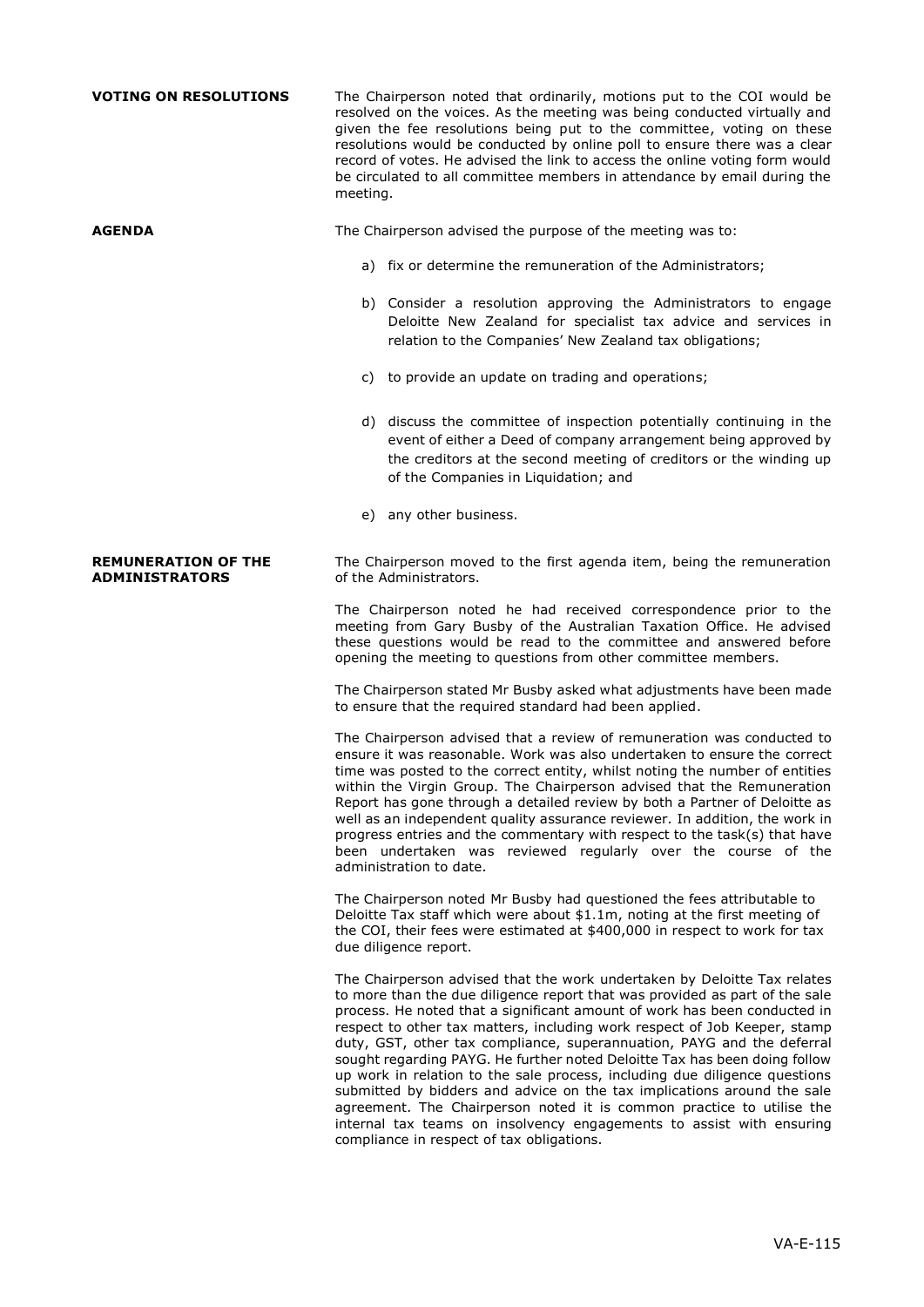**VOTING ON RESOLUTIONS**

The Chairperson noted that ordinarily, motions put to the COI would be resolved on the voices. As the meeting was being conducted virtually and given the fee resolutions being put to the committee, voting on these resolutions would be conducted by online poll to ensure there was a clear record of votes. He advised the link to access the online voting form would be circulated to all committee members in attendance by email during the meeting.

**AGENDA**

The Chairperson advised the purpose of the meeting was to:

a) fix or determine the remuneration of the Administrators;

b) Consider a resolution approving the Administrators to engage Deloitte New Zealand for specialist tax advice and services in relation to the Companies' New Zealand tax obligations;

c) to provide an update on trading and operations;

d) discuss the committee of inspection potentially continuing in the event of either a Deed of company arrangement being approved by the creditors at the second meeting of creditors or the winding up of the Companies in Liquidation; and

e) any other business.

**REMUNERATION OF THE ADMINISTRATORS**

The Chairperson moved to the first agenda item, being the remuneration of the Administrators.

The Chairperson noted he had received correspondence prior to the meeting from Gary Busby of the Australian Taxation Office. He advised these questions would be read to the committee and answered before opening the meeting to questions from other committee members.

The Chairperson stated Mr Busby asked what adjustments have been made to ensure that the required standard had been applied.

The Chairperson advised that a review of remuneration was conducted to ensure it was reasonable. Work was also undertaken to ensure the correct time was posted to the correct entity, whilst noting the number of entities within the Virgin Group. The Chairperson advised that the Remuneration Report has gone through a detailed review by both a Partner of Deloitte as well as an independent quality assurance reviewer. In addition, the work in progress entries and the commentary with respect to the task(s) that have been undertaken was reviewed regularly over the course of the administration to date.

The Chairperson noted Mr Busby had questioned the fees attributable to Deloitte Tax staff which were about $1.1m, noting at the first meeting of the COI, their fees were estimated at $400,000 in respect to work for tax due diligence report.

The Chairperson advised that the work undertaken by Deloitte Tax relates to more than the due diligence report that was provided as part of the sale process. He noted that a significant amount of work has been conducted in respect to other tax matters, including work respect of Job Keeper, stamp duty, GST, other tax compliance, superannuation, PAYG and the deferral sought regarding PAYG. He further noted Deloitte Tax has been doing follow up work in relation to the sale process, including due diligence questions submitted by bidders and advice on the tax implications around the sale agreement. The Chairperson noted it is common practice to utilise the internal tax teams on insolvency engagements to assist with ensuring compliance in respect of tax obligations.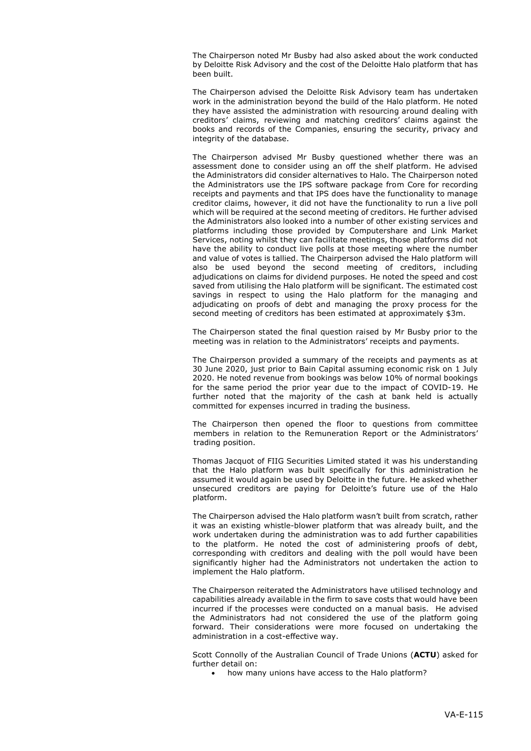The Chairperson noted Mr Busby had also asked about the work conducted by Deloitte Risk Advisory and the cost of the Deloitte Halo platform that has been built.

The Chairperson advised the Deloitte Risk Advisory team has undertaken work in the administration beyond the build of the Halo platform. He noted they have assisted the administration with resourcing around dealing with creditors' claims, reviewing and matching creditors' claims against the books and records of the Companies, ensuring the security, privacy and integrity of the database.

The Chairperson advised Mr Busby questioned whether there was an assessment done to consider using an off the shelf platform. He advised the Administrators did consider alternatives to Halo. The Chairperson noted the Administrators use the IPS software package from Core for recording receipts and payments and that IPS does have the functionality to manage creditor claims, however, it did not have the functionality to run a live poll which will be required at the second meeting of creditors. He further advised the Administrators also looked into a number of other existing services and platforms including those provided by Computershare and Link Market Services, noting whilst they can facilitate meetings, those platforms did not have the ability to conduct live polls at those meeting where the number and value of votes is tallied. The Chairperson advised the Halo platform will also be used beyond the second meeting of creditors, including adjudications on claims for dividend purposes. He noted the speed and cost saved from utilising the Halo platform will be significant. The estimated cost savings in respect to using the Halo platform for the managing and adjudicating on proofs of debt and managing the proxy process for the second meeting of creditors has been estimated at approximately $3m.

The Chairperson stated the final question raised by Mr Busby prior to the meeting was in relation to the Administrators' receipts and payments.

The Chairperson provided a summary of the receipts and payments as at 30 June 2020, just prior to Bain Capital assuming economic risk on 1 July 2020. He noted revenue from bookings was below 10% of normal bookings for the same period the prior year due to the impact of COVID-19. He further noted that the majority of the cash at bank held is actually committed for expenses incurred in trading the business.

The Chairperson then opened the floor to questions from committee members in relation to the Remuneration Report or the Administrators' trading position.

Thomas Jacquot of FIIG Securities Limited stated it was his understanding that the Halo platform was built specifically for this administration he assumed it would again be used by Deloitte in the future. He asked whether unsecured creditors are paying for Deloitte's future use of the Halo platform.

The Chairperson advised the Halo platform wasn't built from scratch, rather it was an existing whistle-blower platform that was already built, and the work undertaken during the administration was to add further capabilities to the platform. He noted the cost of administering proofs of debt, corresponding with creditors and dealing with the poll would have been significantly higher had the Administrators not undertaken the action to implement the Halo platform.

The Chairperson reiterated the Administrators have utilised technology and capabilities already available in the firm to save costs that would have been incurred if the processes were conducted on a manual basis. He advised the Administrators had not considered the use of the platform going forward. Their considerations were more focused on undertaking the administration in a cost-effective way.

Scott Connolly of the Australian Council of Trade Unions (**ACTU**) asked for further detail on:

- how many unions have access to the Halo platform?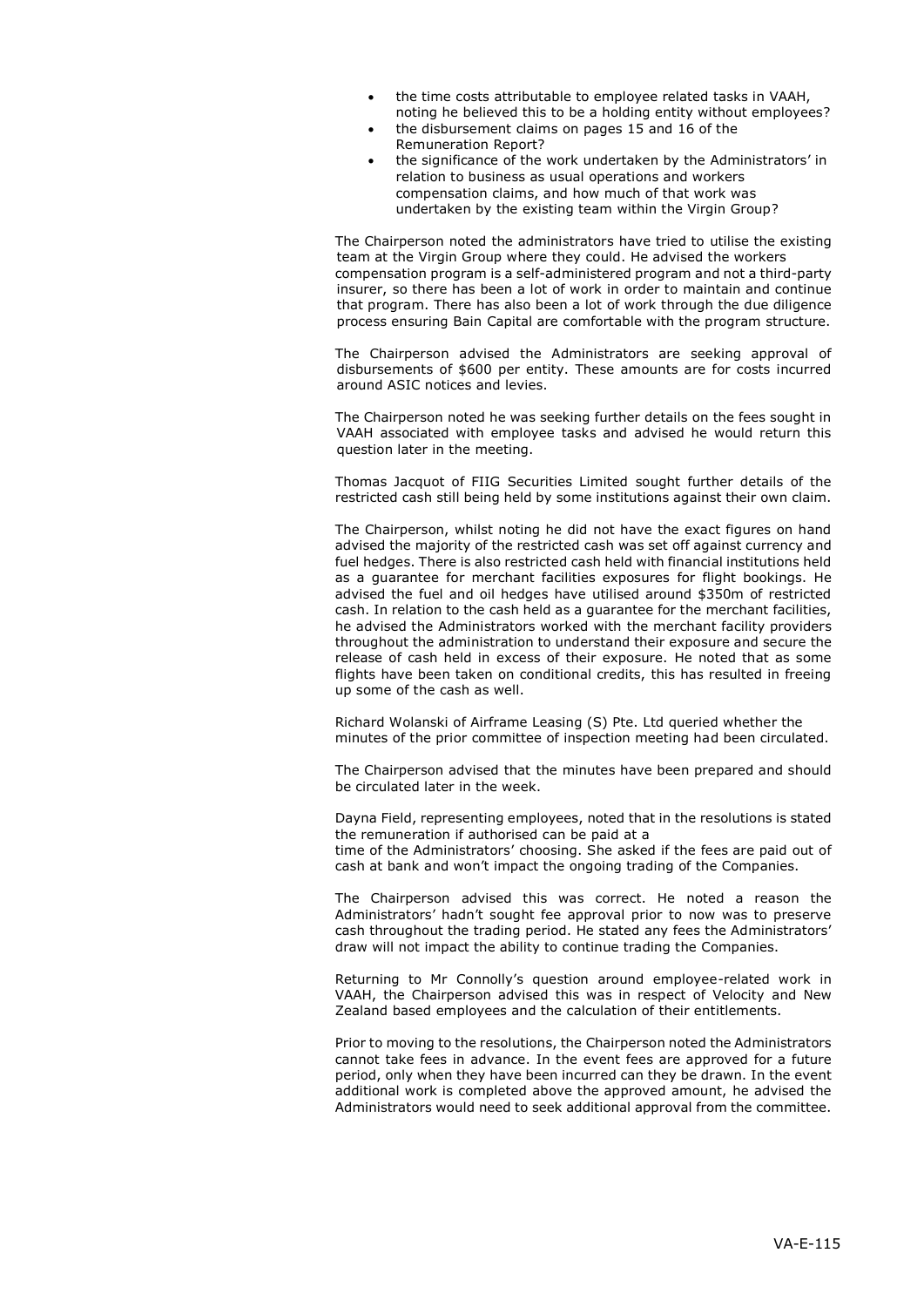- the time costs attributable to employee related tasks in VAAH, noting he believed this to be a holding entity without employees?
- the disbursement claims on pages 15 and 16 of the Remuneration Report?
- the significance of the work undertaken by the Administrators' in relation to business as usual operations and workers compensation claims, and how much of that work was undertaken by the existing team within the Virgin Group?

The Chairperson noted the administrators have tried to utilise the existing team at the Virgin Group where they could. He advised the workers compensation program is a self-administered program and not a third-party insurer, so there has been a lot of work in order to maintain and continue that program. There has also been a lot of work through the due diligence process ensuring Bain Capital are comfortable with the program structure.

The Chairperson advised the Administrators are seeking approval of disbursements of $600 per entity. These amounts are for costs incurred around ASIC notices and levies.

The Chairperson noted he was seeking further details on the fees sought in VAAH associated with employee tasks and advised he would return this question later in the meeting.

Thomas Jacquot of FIIG Securities Limited sought further details of the restricted cash still being held by some institutions against their own claim.

The Chairperson, whilst noting he did not have the exact figures on hand advised the majority of the restricted cash was set off against currency and fuel hedges. There is also restricted cash held with financial institutions held as a guarantee for merchant facilities exposures for flight bookings. He advised the fuel and oil hedges have utilised around $350m of restricted cash. In relation to the cash held as a guarantee for the merchant facilities, he advised the Administrators worked with the merchant facility providers throughout the administration to understand their exposure and secure the release of cash held in excess of their exposure. He noted that as some flights have been taken on conditional credits, this has resulted in freeing up some of the cash as well.

Richard Wolanski of Airframe Leasing (S) Pte. Ltd queried whether the minutes of the prior committee of inspection meeting had been circulated.

The Chairperson advised that the minutes have been prepared and should be circulated later in the week.

Dayna Field, representing employees, noted that in the resolutions is stated the remuneration if authorised can be paid at a time of the Administrators' choosing. She asked if the fees are paid out of cash at bank and won't impact the ongoing trading of the Companies.

The Chairperson advised this was correct. He noted a reason the Administrators' hadn't sought fee approval prior to now was to preserve cash throughout the trading period. He stated any fees the Administrators' draw will not impact the ability to continue trading the Companies.

Returning to Mr Connolly's question around employee-related work in VAAH, the Chairperson advised this was in respect of Velocity and New Zealand based employees and the calculation of their entitlements.

Prior to moving to the resolutions, the Chairperson noted the Administrators cannot take fees in advance. In the event fees are approved for a future period, only when they have been incurred can they be drawn. In the event additional work is completed above the approved amount, he advised the Administrators would need to seek additional approval from the committee.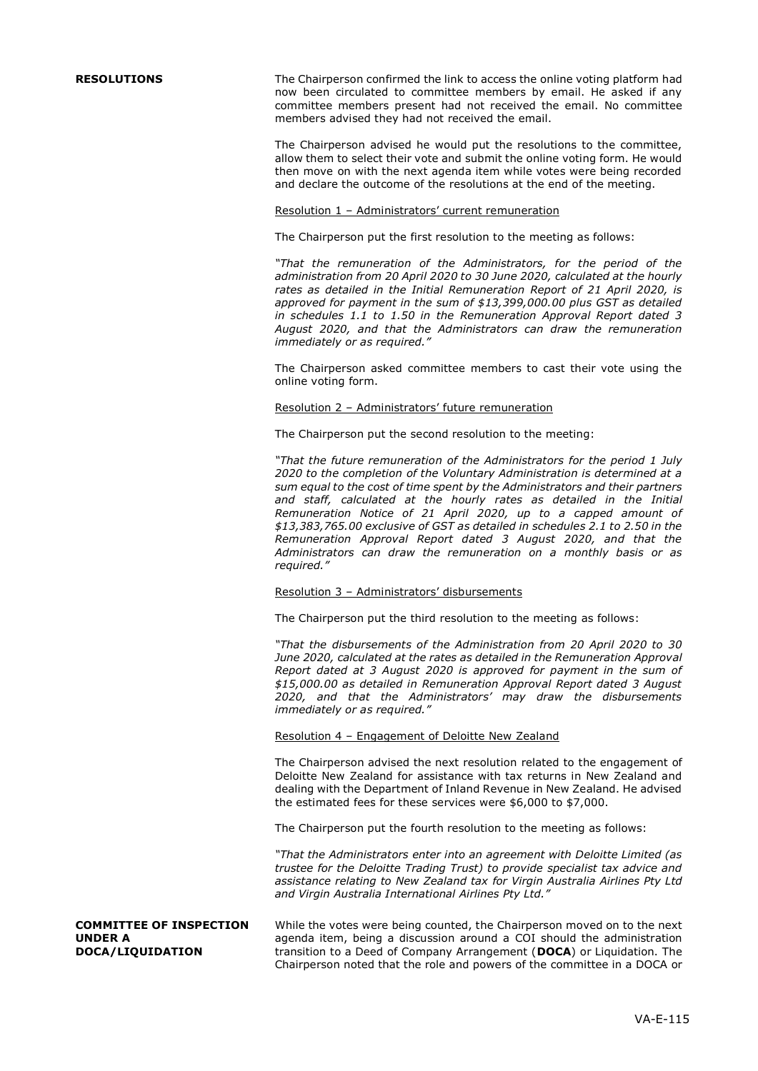**RESOLUTIONS**

The Chairperson confirmed the link to access the online voting platform had now been circulated to committee members by email. He asked if any committee members present had not received the email. No committee members advised they had not received the email.

The Chairperson advised he would put the resolutions to the committee, allow them to select their vote and submit the online voting form. He would then move on with the next agenda item while votes were being recorded and declare the outcome of the resolutions at the end of the meeting.

Resolution 1 – Administrators' current remuneration

The Chairperson put the first resolution to the meeting as follows:

*"That the remuneration of the Administrators, for the period of the administration from 20 April 2020 to 30 June 2020, calculated at the hourly rates as detailed in the Initial Remuneration Report of 21 April 2020, is approved for payment in the sum of $13,399,000.00 plus GST as detailed in schedules 1.1 to 1.50 in the Remuneration Approval Report dated 3 August 2020, and that the Administrators can draw the remuneration immediately or as required."*

The Chairperson asked committee members to cast their vote using the online voting form.

Resolution 2 – Administrators' future remuneration

The Chairperson put the second resolution to the meeting:

*"That the future remuneration of the Administrators for the period 1 July 2020 to the completion of the Voluntary Administration is determined at a sum equal to the cost of time spent by the Administrators and their partners and staff, calculated at the hourly rates as detailed in the Initial Remuneration Notice of 21 April 2020, up to a capped amount of $13,383,765.00 exclusive of GST as detailed in schedules 2.1 to 2.50 in the Remuneration Approval Report dated 3 August 2020, and that the Administrators can draw the remuneration on a monthly basis or as required."*

Resolution 3 – Administrators' disbursements

The Chairperson put the third resolution to the meeting as follows:

*"That the disbursements of the Administration from 20 April 2020 to 30 June 2020, calculated at the rates as detailed in the Remuneration Approval Report dated at 3 August 2020 is approved for payment in the sum of $15,000.00 as detailed in Remuneration Approval Report dated 3 August 2020, and that the Administrators' may draw the disbursements immediately or as required."*

Resolution 4 – Engagement of Deloitte New Zealand

The Chairperson advised the next resolution related to the engagement of Deloitte New Zealand for assistance with tax returns in New Zealand and dealing with the Department of Inland Revenue in New Zealand. He advised the estimated fees for these services were $6,000 to $7,000.

The Chairperson put the fourth resolution to the meeting as follows:

*"That the Administrators enter into an agreement with Deloitte Limited (as trustee for the Deloitte Trading Trust) to provide specialist tax advice and assistance relating to New Zealand tax for Virgin Australia Airlines Pty Ltd and Virgin Australia International Airlines Pty Ltd."*

**COMMITTEE OF INSPECTION UNDER A DOCA/LIQUIDATION**

While the votes were being counted, the Chairperson moved on to the next agenda item, being a discussion around a COI should the administration transition to a Deed of Company Arrangement (**DOCA**) or Liquidation. The Chairperson noted that the role and powers of the committee in a DOCA or

VA-E-115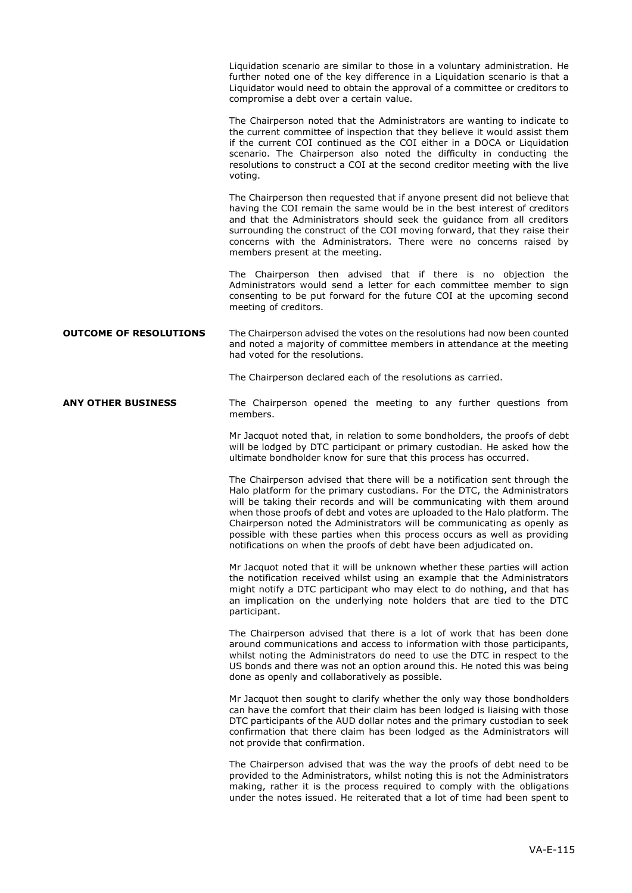Liquidation scenario are similar to those in a voluntary administration. He further noted one of the key difference in a Liquidation scenario is that a Liquidator would need to obtain the approval of a committee or creditors to compromise a debt over a certain value.

The Chairperson noted that the Administrators are wanting to indicate to the current committee of inspection that they believe it would assist them if the current COI continued as the COI either in a DOCA or Liquidation scenario. The Chairperson also noted the difficulty in conducting the resolutions to construct a COI at the second creditor meeting with the live voting.

The Chairperson then requested that if anyone present did not believe that having the COI remain the same would be in the best interest of creditors and that the Administrators should seek the guidance from all creditors surrounding the construct of the COI moving forward, that they raise their concerns with the Administrators. There were no concerns raised by members present at the meeting.

The Chairperson then advised that if there is no objection the Administrators would send a letter for each committee member to sign consenting to be put forward for the future COI at the upcoming second meeting of creditors.

**OUTCOME OF RESOLUTIONS**

The Chairperson advised the votes on the resolutions had now been counted and noted a majority of committee members in attendance at the meeting had voted for the resolutions.

The Chairperson declared each of the resolutions as carried.

**ANY OTHER BUSINESS**

The Chairperson opened the meeting to any further questions from members.

Mr Jacquot noted that, in relation to some bondholders, the proofs of debt will be lodged by DTC participant or primary custodian. He asked how the ultimate bondholder know for sure that this process has occurred.

The Chairperson advised that there will be a notification sent through the Halo platform for the primary custodians. For the DTC, the Administrators will be taking their records and will be communicating with them around when those proofs of debt and votes are uploaded to the Halo platform. The Chairperson noted the Administrators will be communicating as openly as possible with these parties when this process occurs as well as providing notifications on when the proofs of debt have been adjudicated on.

Mr Jacquot noted that it will be unknown whether these parties will action the notification received whilst using an example that the Administrators might notify a DTC participant who may elect to do nothing, and that has an implication on the underlying note holders that are tied to the DTC participant.

The Chairperson advised that there is a lot of work that has been done around communications and access to information with those participants, whilst noting the Administrators do need to use the DTC in respect to the US bonds and there was not an option around this. He noted this was being done as openly and collaboratively as possible.

Mr Jacquot then sought to clarify whether the only way those bondholders can have the comfort that their claim has been lodged is liaising with those DTC participants of the AUD dollar notes and the primary custodian to seek confirmation that there claim has been lodged as the Administrators will not provide that confirmation.

The Chairperson advised that was the way the proofs of debt need to be provided to the Administrators, whilst noting this is not the Administrators making, rather it is the process required to comply with the obligations under the notes issued. He reiterated that a lot of time had been spent to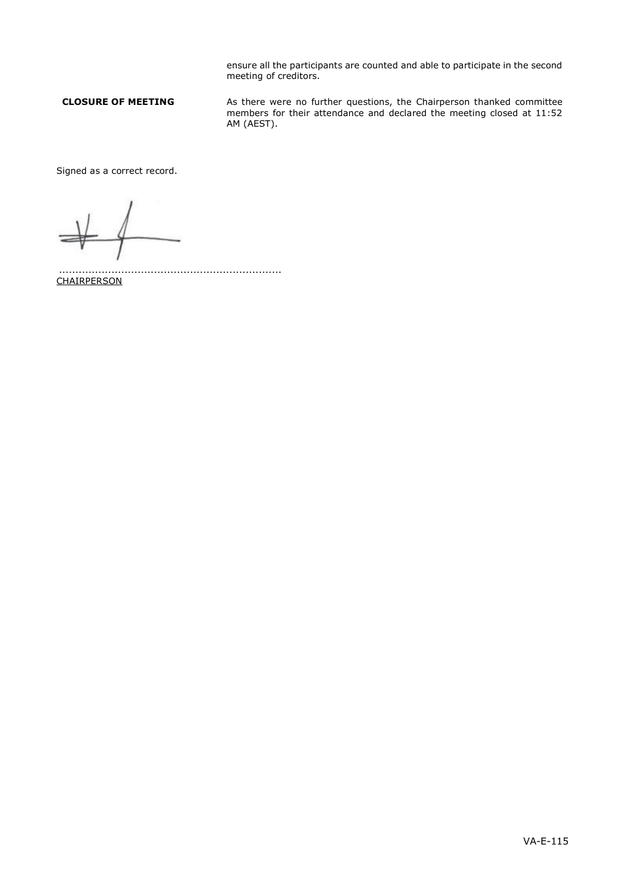ensure all the participants are counted and able to participate in the second meeting of creditors.

**CLOSURE OF MEETING**

As there were no further questions, the Chairperson thanked committee members for their attendance and declared the meeting closed at 11:52 AM (AEST).

Signed as a correct record.

....................................................................
CHAIRPERSON

VA-E-115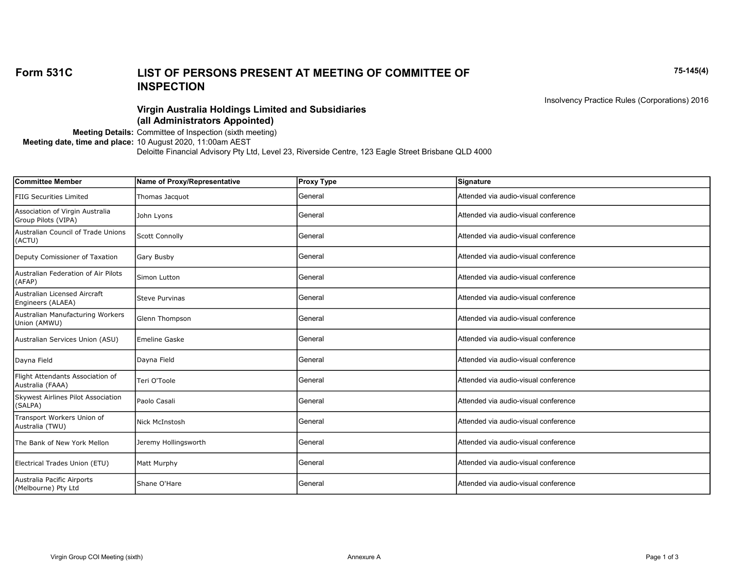**Form 531C**

# LIST OF PERSONS PRESENT AT MEETING OF COMMITTEE OF INSPECTION

**75-145(4)**

Insolvency Practice Rules (Corporations) 2016

## Virgin Australia Holdings Limited and Subsidiaries (all Administrators Appointed)

**Meeting Details:** Committee of Inspection (sixth meeting)
**Meeting date, time and place:** 10 August 2020, 11:00am AEST
Deloitte Financial Advisory Pty Ltd, Level 23, Riverside Centre, 123 Eagle Street Brisbane QLD 4000

| Committee Member | Name of Proxy/Representative | Proxy Type | Signature |
|---|---|---|---|
| FIIG Securities Limited | Thomas Jacquot | General | Attended via audio-visual conference |
| Association of Virgin Australia Group Pilots (VIPA) | John Lyons | General | Attended via audio-visual conference |
| Australian Council of Trade Unions (ACTU) | Scott Connolly | General | Attended via audio-visual conference |
| Deputy Comissioner of Taxation | Gary Busby | General | Attended via audio-visual conference |
| Australian Federation of Air Pilots (AFAP) | Simon Lutton | General | Attended via audio-visual conference |
| Australian Licensed Aircraft Engineers (ALAEA) | Steve Purvinas | General | Attended via audio-visual conference |
| Australian Manufacturing Workers Union (AMWU) | Glenn Thompson | General | Attended via audio-visual conference |
| Australian Services Union (ASU) | Emeline Gaske | General | Attended via audio-visual conference |
| Dayna Field | Dayna Field | General | Attended via audio-visual conference |
| Flight Attendants Association of Australia (FAAA) | Teri O'Toole | General | Attended via audio-visual conference |
| Skywest Airlines Pilot Association (SALPA) | Paolo Casali | General | Attended via audio-visual conference |
| Transport Workers Union of Australia (TWU) | Nick McInstosh | General | Attended via audio-visual conference |
| The Bank of New York Mellon | Jeremy Hollingsworth | General | Attended via audio-visual conference |
| Electrical Trades Union (ETU) | Matt Murphy | General | Attended via audio-visual conference |
| Australia Pacific Airports (Melbourne) Pty Ltd | Shane O'Hare | General | Attended via audio-visual conference |

Annexure A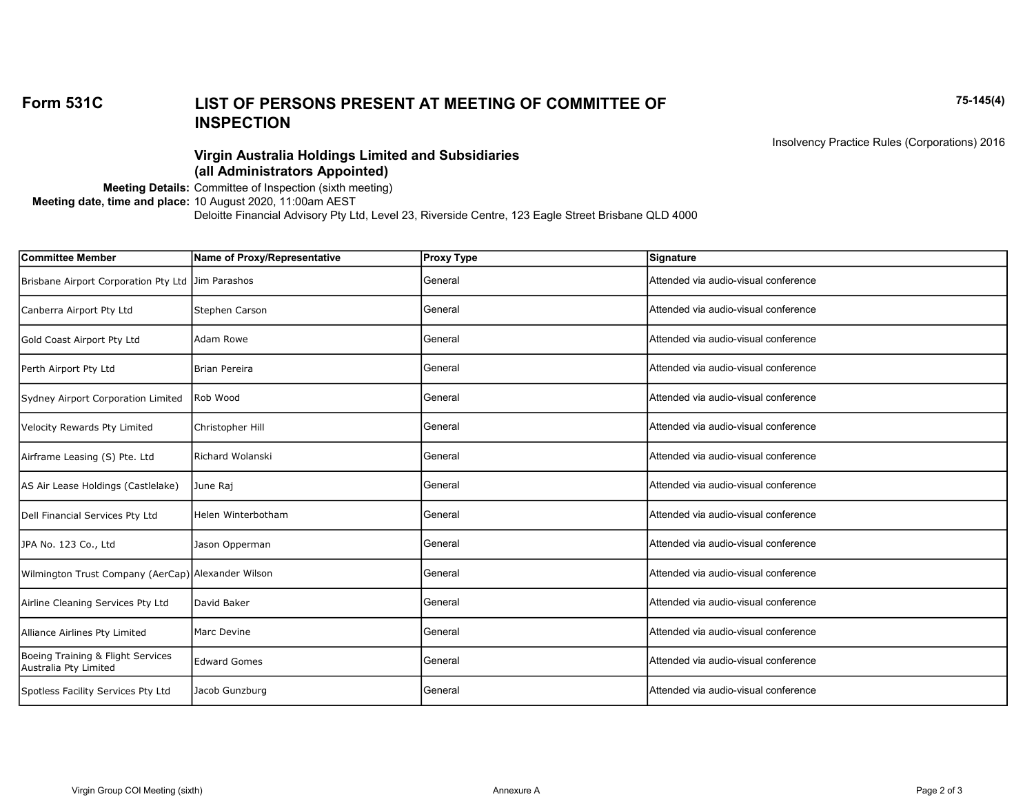**Form 531C**

# LIST OF PERSONS PRESENT AT MEETING OF COMMITTEE OF INSPECTION

75-145(4)

Insolvency Practice Rules (Corporations) 2016

## Virgin Australia Holdings Limited and Subsidiaries (all Administrators Appointed)

**Meeting Details:** Committee of Inspection (sixth meeting)

**Meeting date, time and place:** 10 August 2020, 11:00am AEST
Deloitte Financial Advisory Pty Ltd, Level 23, Riverside Centre, 123 Eagle Street Brisbane QLD 4000

| Committee Member | Name of Proxy/Representative | Proxy Type | Signature |
|---|---|---|---|
| Brisbane Airport Corporation Pty Ltd | Jim Parashos | General | Attended via audio-visual conference |
| Canberra Airport Pty Ltd | Stephen Carson | General | Attended via audio-visual conference |
| Gold Coast Airport Pty Ltd | Adam Rowe | General | Attended via audio-visual conference |
| Perth Airport Pty Ltd | Brian Pereira | General | Attended via audio-visual conference |
| Sydney Airport Corporation Limited | Rob Wood | General | Attended via audio-visual conference |
| Velocity Rewards Pty Limited | Christopher Hill | General | Attended via audio-visual conference |
| Airframe Leasing (S) Pte. Ltd | Richard Wolanski | General | Attended via audio-visual conference |
| AS Air Lease Holdings (Castlelake) | June Raj | General | Attended via audio-visual conference |
| Dell Financial Services Pty Ltd | Helen Winterbotham | General | Attended via audio-visual conference |
| JPA No. 123 Co., Ltd | Jason Opperman | General | Attended via audio-visual conference |
| Wilmington Trust Company (AerCap) | Alexander Wilson | General | Attended via audio-visual conference |
| Airline Cleaning Services Pty Ltd | David Baker | General | Attended via audio-visual conference |
| Alliance Airlines Pty Limited | Marc Devine | General | Attended via audio-visual conference |
| Boeing Training & Flight Services Australia Pty Limited | Edward Gomes | General | Attended via audio-visual conference |
| Spotless Facility Services Pty Ltd | Jacob Gunzburg | General | Attended via audio-visual conference |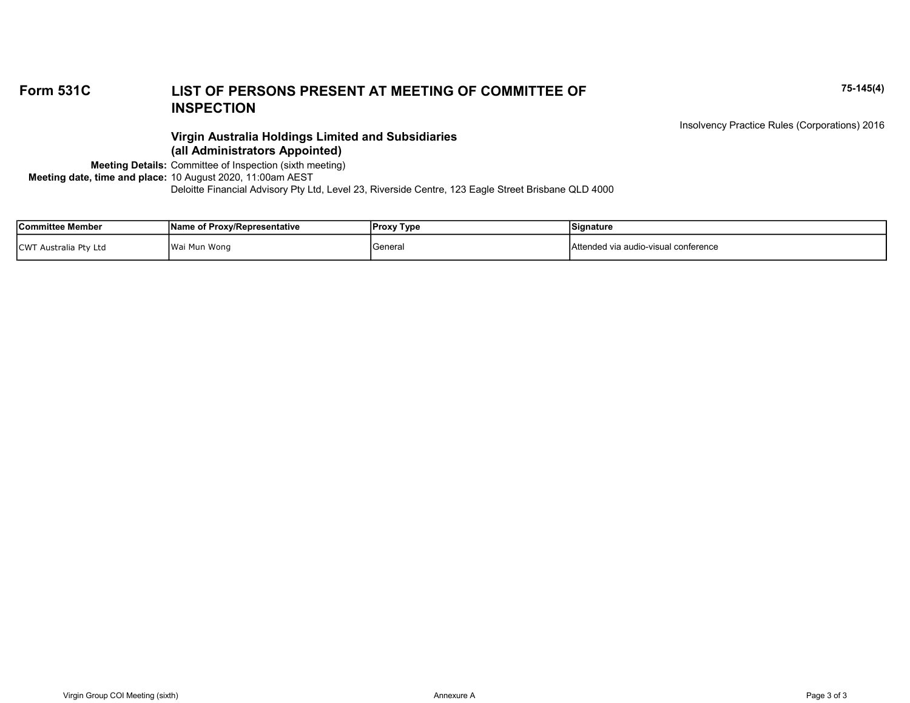**Form 531C**

# LIST OF PERSONS PRESENT AT MEETING OF COMMITTEE OF INSPECTION

**75-145(4)**

Insolvency Practice Rules (Corporations) 2016

## Virgin Australia Holdings Limited and Subsidiaries (all Administrators Appointed)

**Meeting Details:** Committee of Inspection (sixth meeting)
**Meeting date, time and place:** 10 August 2020, 11:00am AEST
Deloitte Financial Advisory Pty Ltd, Level 23, Riverside Centre, 123 Eagle Street Brisbane QLD 4000

| Committee Member | Name of Proxy/Representative | Proxy Type | Signature |
|---|---|---|---|
| CWT Australia Pty Ltd | Wai Mun Wong | General | Attended via audio-visual conference |

Virgin Group COI Meeting (sixth) Annexure A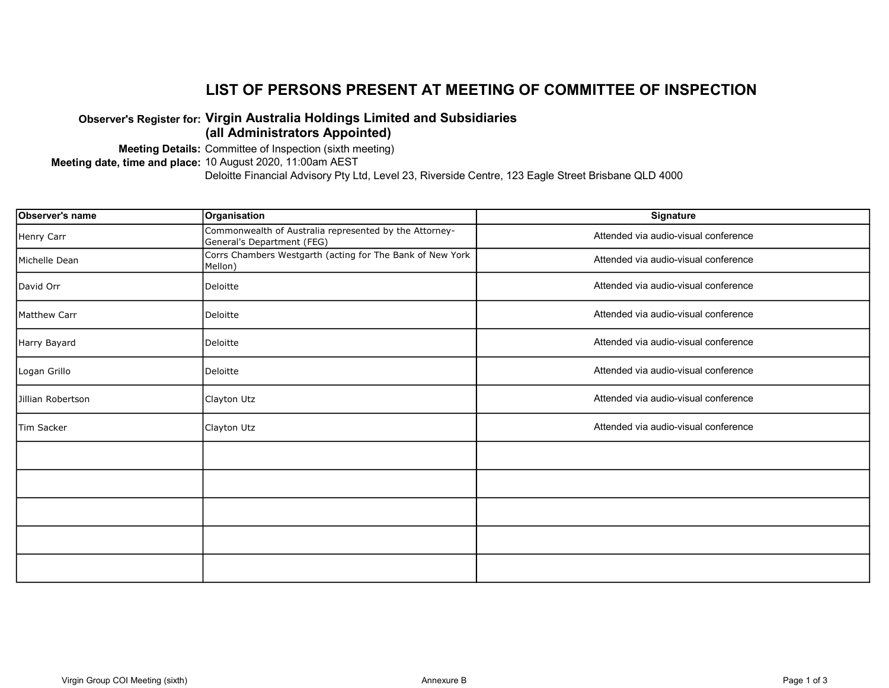# LIST OF PERSONS PRESENT AT MEETING OF COMMITTEE OF INSPECTION

**Observer's Register for:** **Virgin Australia Holdings Limited and Subsidiaries (all Administrators Appointed)**

**Meeting Details:** Committee of Inspection (sixth meeting)

**Meeting date, time and place:** 10 August 2020, 11:00am AEST
Deloitte Financial Advisory Pty Ltd, Level 23, Riverside Centre, 123 Eagle Street Brisbane QLD 4000

| Observer's name | Organisation | Signature |
|---|---|---|
| Henry Carr | Commonwealth of Australia represented by the Attorney-General's Department (FEG) | Attended via audio-visual conference |
| Michelle Dean | Corrs Chambers Westgarth (acting for The Bank of New York Mellon) | Attended via audio-visual conference |
| David Orr | Deloitte | Attended via audio-visual conference |
| Matthew Carr | Deloitte | Attended via audio-visual conference |
| Harry Bayard | Deloitte | Attended via audio-visual conference |
| Logan Grillo | Deloitte | Attended via audio-visual conference |
| Jillian Robertson | Clayton Utz | Attended via audio-visual conference |
| Tim Sacker | Clayton Utz | Attended via audio-visual conference |
| | | |
| | | |
| | | |
| | | |
| | | |

Virgin Group COI Meeting (sixth) — Annexure B